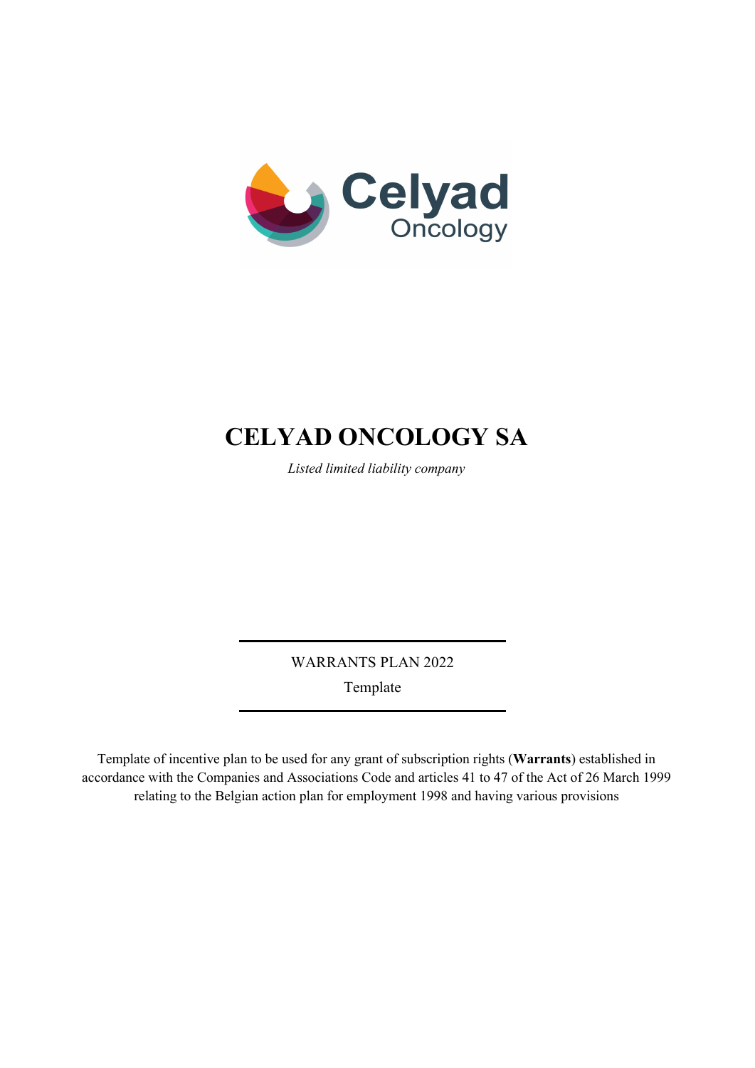# CELYAD ONCOLOGY SA

*Listed limited liability company*

---

WARRANTS PLAN 2022

Template

---

Template of incentive plan to be used for any grant of subscription rights (**Warrants**) established in accordance with the Companies and Associations Code and articles 41 to 47 of the Act of 26 March 1999 relating to the Belgian action plan for employment 1998 and having various provisions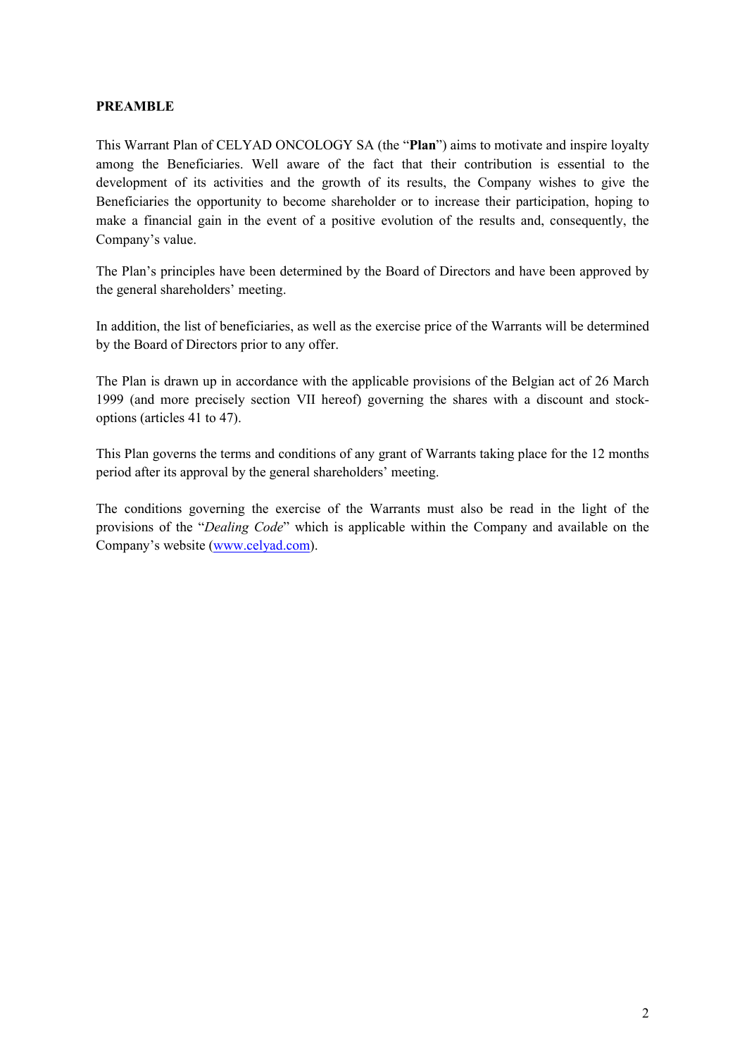**PREAMBLE**

This Warrant Plan of CELYAD ONCOLOGY SA (the "**Plan**") aims to motivate and inspire loyalty among the Beneficiaries. Well aware of the fact that their contribution is essential to the development of its activities and the growth of its results, the Company wishes to give the Beneficiaries the opportunity to become shareholder or to increase their participation, hoping to make a financial gain in the event of a positive evolution of the results and, consequently, the Company's value.

The Plan's principles have been determined by the Board of Directors and have been approved by the general shareholders' meeting.

In addition, the list of beneficiaries, as well as the exercise price of the Warrants will be determined by the Board of Directors prior to any offer.

The Plan is drawn up in accordance with the applicable provisions of the Belgian act of 26 March 1999 (and more precisely section VII hereof) governing the shares with a discount and stock-options (articles 41 to 47).

This Plan governs the terms and conditions of any grant of Warrants taking place for the 12 months period after its approval by the general shareholders' meeting.

The conditions governing the exercise of the Warrants must also be read in the light of the provisions of the "*Dealing Code*" which is applicable within the Company and available on the Company's website ([www.celyad.com](www.celyad.com)).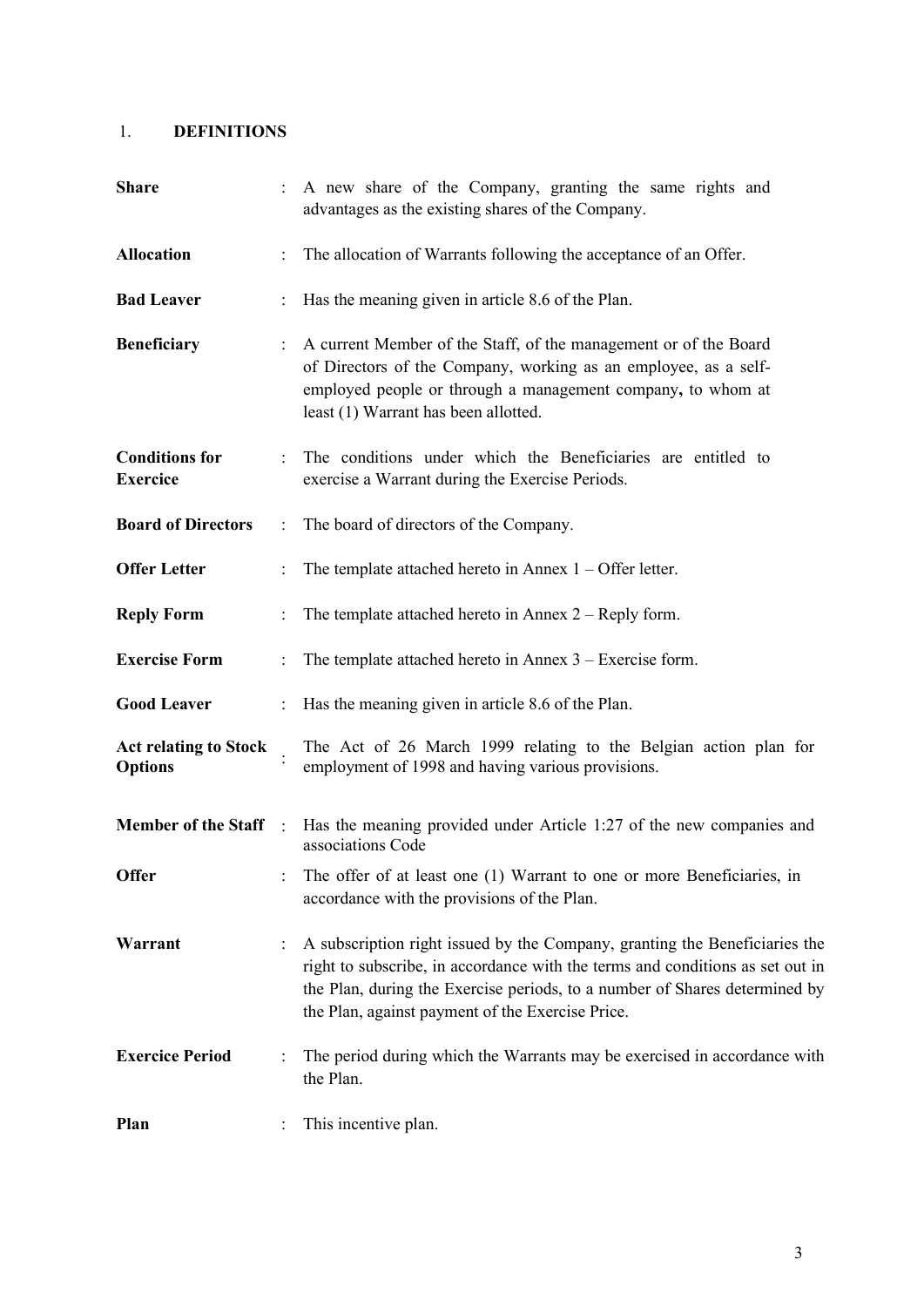## 1. DEFINITIONS

| | | |
|---|---|---|
| **Share** | : | A new share of the Company, granting the same rights and advantages as the existing shares of the Company. |
| **Allocation** | : | The allocation of Warrants following the acceptance of an Offer. |
| **Bad Leaver** | : | Has the meaning given in article 8.6 of the Plan. |
| **Beneficiary** | : | A current Member of the Staff, of the management or of the Board of Directors of the Company, working as an employee, as a self-employed people or through a management company**,** to whom at least (1) Warrant has been allotted. |
| **Conditions for Exercice** | : | The conditions under which the Beneficiaries are entitled to exercise a Warrant during the Exercise Periods. |
| **Board of Directors** | : | The board of directors of the Company. |
| **Offer Letter** | : | The template attached hereto in Annex 1 – Offer letter. |
| **Reply Form** | : | The template attached hereto in Annex 2 – Reply form. |
| **Exercise Form** | : | The template attached hereto in Annex 3 – Exercise form. |
| **Good Leaver** | : | Has the meaning given in article 8.6 of the Plan. |
| **Act relating to Stock Options** | : | The Act of 26 March 1999 relating to the Belgian action plan for employment of 1998 and having various provisions. |
| **Member of the Staff** | : | Has the meaning provided under Article 1:27 of the new companies and associations Code |
| **Offer** | : | The offer of at least one (1) Warrant to one or more Beneficiaries, in accordance with the provisions of the Plan. |
| **Warrant** | : | A subscription right issued by the Company, granting the Beneficiaries the right to subscribe, in accordance with the terms and conditions as set out in the Plan, during the Exercise periods, to a number of Shares determined by the Plan, against payment of the Exercise Price. |
| **Exercice Period** | : | The period during which the Warrants may be exercised in accordance with the Plan. |
| **Plan** | : | This incentive plan. |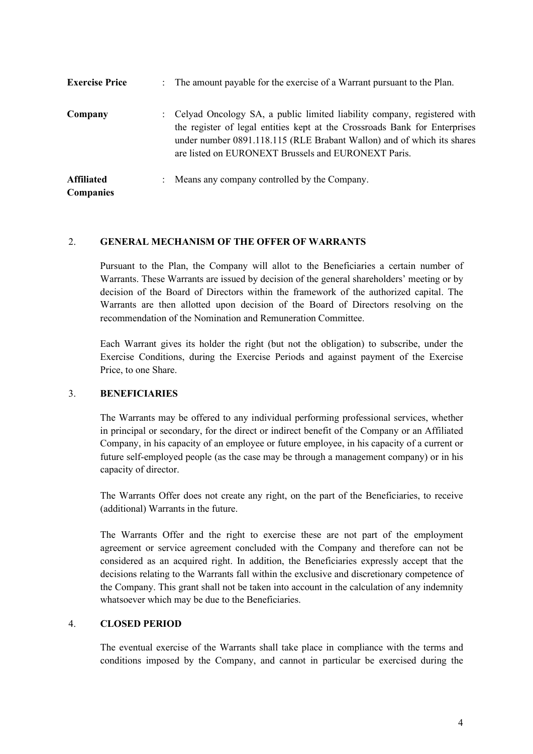| | | |
|---|---|---|
| **Exercise Price** | : | The amount payable for the exercise of a Warrant pursuant to the Plan. |
| **Company** | : | Celyad Oncology SA, a public limited liability company, registered with the register of legal entities kept at the Crossroads Bank for Enterprises under number 0891.118.115 (RLE Brabant Wallon) and of which its shares are listed on EURONEXT Brussels and EURONEXT Paris. |
| **Affiliated Companies** | : | Means any company controlled by the Company. |

## 2. GENERAL MECHANISM OF THE OFFER OF WARRANTS

Pursuant to the Plan, the Company will allot to the Beneficiaries a certain number of Warrants. These Warrants are issued by decision of the general shareholders' meeting or by decision of the Board of Directors within the framework of the authorized capital. The Warrants are then allotted upon decision of the Board of Directors resolving on the recommendation of the Nomination and Remuneration Committee.

Each Warrant gives its holder the right (but not the obligation) to subscribe, under the Exercise Conditions, during the Exercise Periods and against payment of the Exercise Price, to one Share.

## 3. BENEFICIARIES

The Warrants may be offered to any individual performing professional services, whether in principal or secondary, for the direct or indirect benefit of the Company or an Affiliated Company, in his capacity of an employee or future employee, in his capacity of a current or future self-employed people (as the case may be through a management company) or in his capacity of director.

The Warrants Offer does not create any right, on the part of the Beneficiaries, to receive (additional) Warrants in the future.

The Warrants Offer and the right to exercise these are not part of the employment agreement or service agreement concluded with the Company and therefore can not be considered as an acquired right. In addition, the Beneficiaries expressly accept that the decisions relating to the Warrants fall within the exclusive and discretionary competence of the Company. This grant shall not be taken into account in the calculation of any indemnity whatsoever which may be due to the Beneficiaries.

## 4. CLOSED PERIOD

The eventual exercise of the Warrants shall take place in compliance with the terms and conditions imposed by the Company, and cannot in particular be exercised during the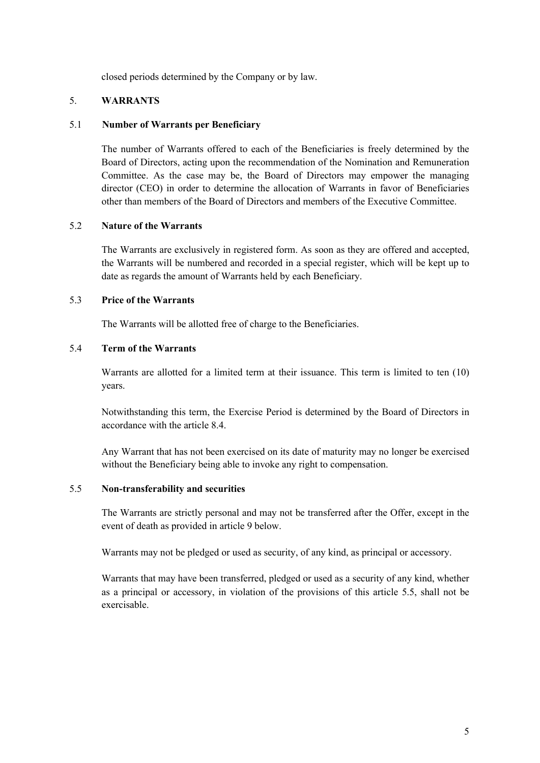closed periods determined by the Company or by law.

## 5. WARRANTS

### 5.1 Number of Warrants per Beneficiary

The number of Warrants offered to each of the Beneficiaries is freely determined by the Board of Directors, acting upon the recommendation of the Nomination and Remuneration Committee. As the case may be, the Board of Directors may empower the managing director (CEO) in order to determine the allocation of Warrants in favor of Beneficiaries other than members of the Board of Directors and members of the Executive Committee.

### 5.2 Nature of the Warrants

The Warrants are exclusively in registered form. As soon as they are offered and accepted, the Warrants will be numbered and recorded in a special register, which will be kept up to date as regards the amount of Warrants held by each Beneficiary.

### 5.3 Price of the Warrants

The Warrants will be allotted free of charge to the Beneficiaries.

### 5.4 Term of the Warrants

Warrants are allotted for a limited term at their issuance. This term is limited to ten (10) years.

Notwithstanding this term, the Exercise Period is determined by the Board of Directors in accordance with the article 8.4.

Any Warrant that has not been exercised on its date of maturity may no longer be exercised without the Beneficiary being able to invoke any right to compensation.

### 5.5 Non-transferability and securities

The Warrants are strictly personal and may not be transferred after the Offer, except in the event of death as provided in article 9 below.

Warrants may not be pledged or used as security, of any kind, as principal or accessory.

Warrants that may have been transferred, pledged or used as a security of any kind, whether as a principal or accessory, in violation of the provisions of this article 5.5, shall not be exercisable.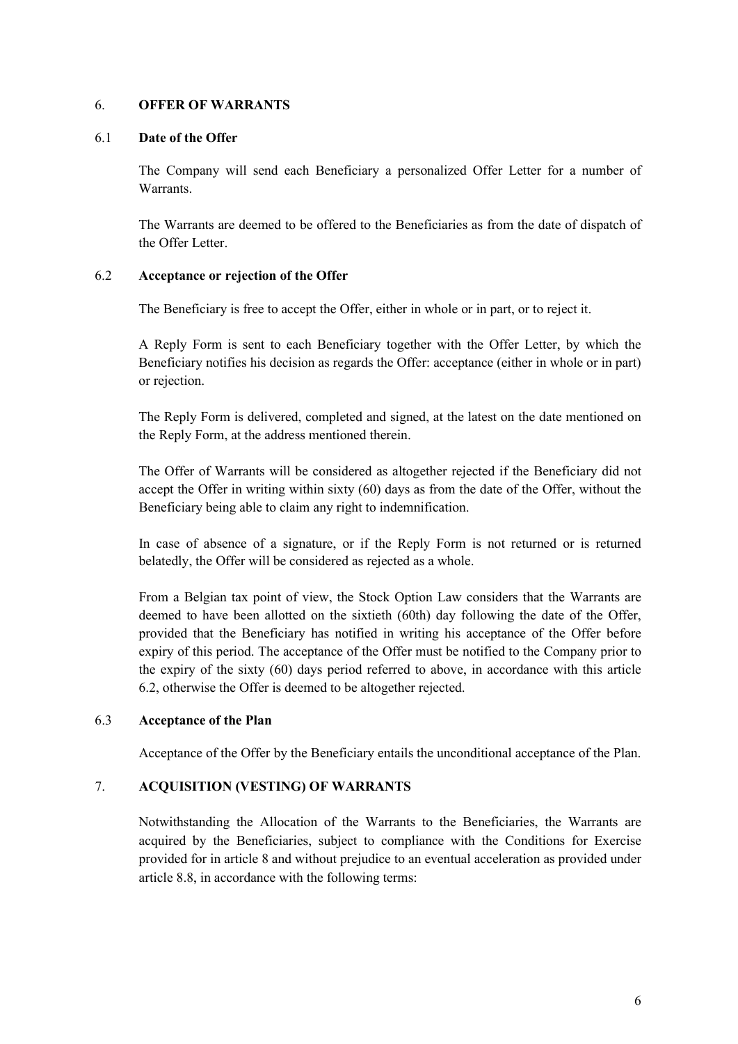## 6. OFFER OF WARRANTS

### 6.1 Date of the Offer

The Company will send each Beneficiary a personalized Offer Letter for a number of Warrants.

The Warrants are deemed to be offered to the Beneficiaries as from the date of dispatch of the Offer Letter.

### 6.2 Acceptance or rejection of the Offer

The Beneficiary is free to accept the Offer, either in whole or in part, or to reject it.

A Reply Form is sent to each Beneficiary together with the Offer Letter, by which the Beneficiary notifies his decision as regards the Offer: acceptance (either in whole or in part) or rejection.

The Reply Form is delivered, completed and signed, at the latest on the date mentioned on the Reply Form, at the address mentioned therein.

The Offer of Warrants will be considered as altogether rejected if the Beneficiary did not accept the Offer in writing within sixty (60) days as from the date of the Offer, without the Beneficiary being able to claim any right to indemnification.

In case of absence of a signature, or if the Reply Form is not returned or is returned belatedly, the Offer will be considered as rejected as a whole.

From a Belgian tax point of view, the Stock Option Law considers that the Warrants are deemed to have been allotted on the sixtieth (60th) day following the date of the Offer, provided that the Beneficiary has notified in writing his acceptance of the Offer before expiry of this period. The acceptance of the Offer must be notified to the Company prior to the expiry of the sixty (60) days period referred to above, in accordance with this article 6.2, otherwise the Offer is deemed to be altogether rejected.

### 6.3 Acceptance of the Plan

Acceptance of the Offer by the Beneficiary entails the unconditional acceptance of the Plan.

## 7. ACQUISITION (VESTING) OF WARRANTS

Notwithstanding the Allocation of the Warrants to the Beneficiaries, the Warrants are acquired by the Beneficiaries, subject to compliance with the Conditions for Exercise provided for in article 8 and without prejudice to an eventual acceleration as provided under article 8.8, in accordance with the following terms: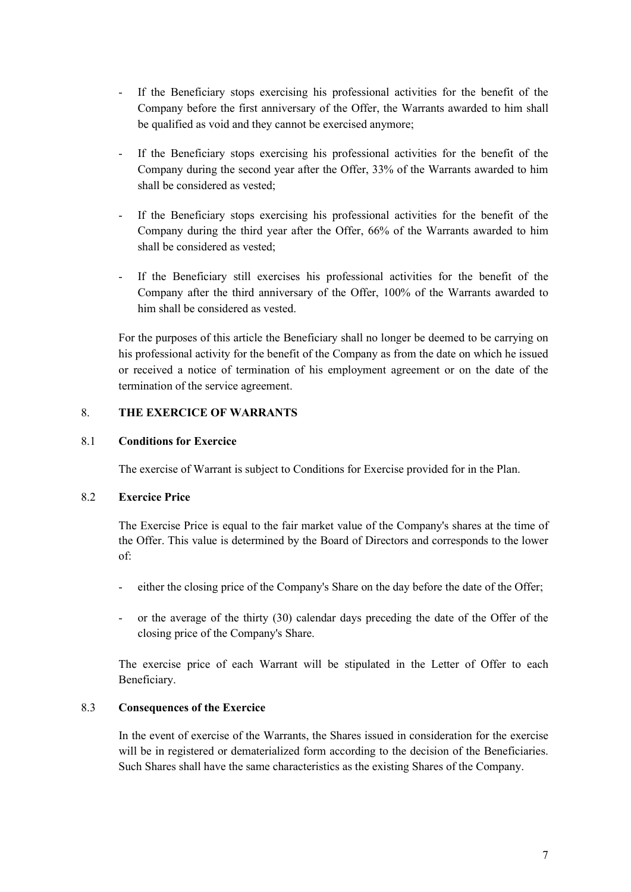- If the Beneficiary stops exercising his professional activities for the benefit of the Company before the first anniversary of the Offer, the Warrants awarded to him shall be qualified as void and they cannot be exercised anymore;
- If the Beneficiary stops exercising his professional activities for the benefit of the Company during the second year after the Offer, 33% of the Warrants awarded to him shall be considered as vested;
- If the Beneficiary stops exercising his professional activities for the benefit of the Company during the third year after the Offer, 66% of the Warrants awarded to him shall be considered as vested;
- If the Beneficiary still exercises his professional activities for the benefit of the Company after the third anniversary of the Offer, 100% of the Warrants awarded to him shall be considered as vested.

For the purposes of this article the Beneficiary shall no longer be deemed to be carrying on his professional activity for the benefit of the Company as from the date on which he issued or received a notice of termination of his employment agreement or on the date of the termination of the service agreement.

## 8. THE EXERCICE OF WARRANTS

### 8.1 Conditions for Exercice

The exercise of Warrant is subject to Conditions for Exercise provided for in the Plan.

### 8.2 Exercice Price

The Exercise Price is equal to the fair market value of the Company's shares at the time of the Offer. This value is determined by the Board of Directors and corresponds to the lower of:

- either the closing price of the Company's Share on the day before the date of the Offer;
- or the average of the thirty (30) calendar days preceding the date of the Offer of the closing price of the Company's Share.

The exercise price of each Warrant will be stipulated in the Letter of Offer to each Beneficiary.

### 8.3 Consequences of the Exercice

In the event of exercise of the Warrants, the Shares issued in consideration for the exercise will be in registered or dematerialized form according to the decision of the Beneficiaries. Such Shares shall have the same characteristics as the existing Shares of the Company.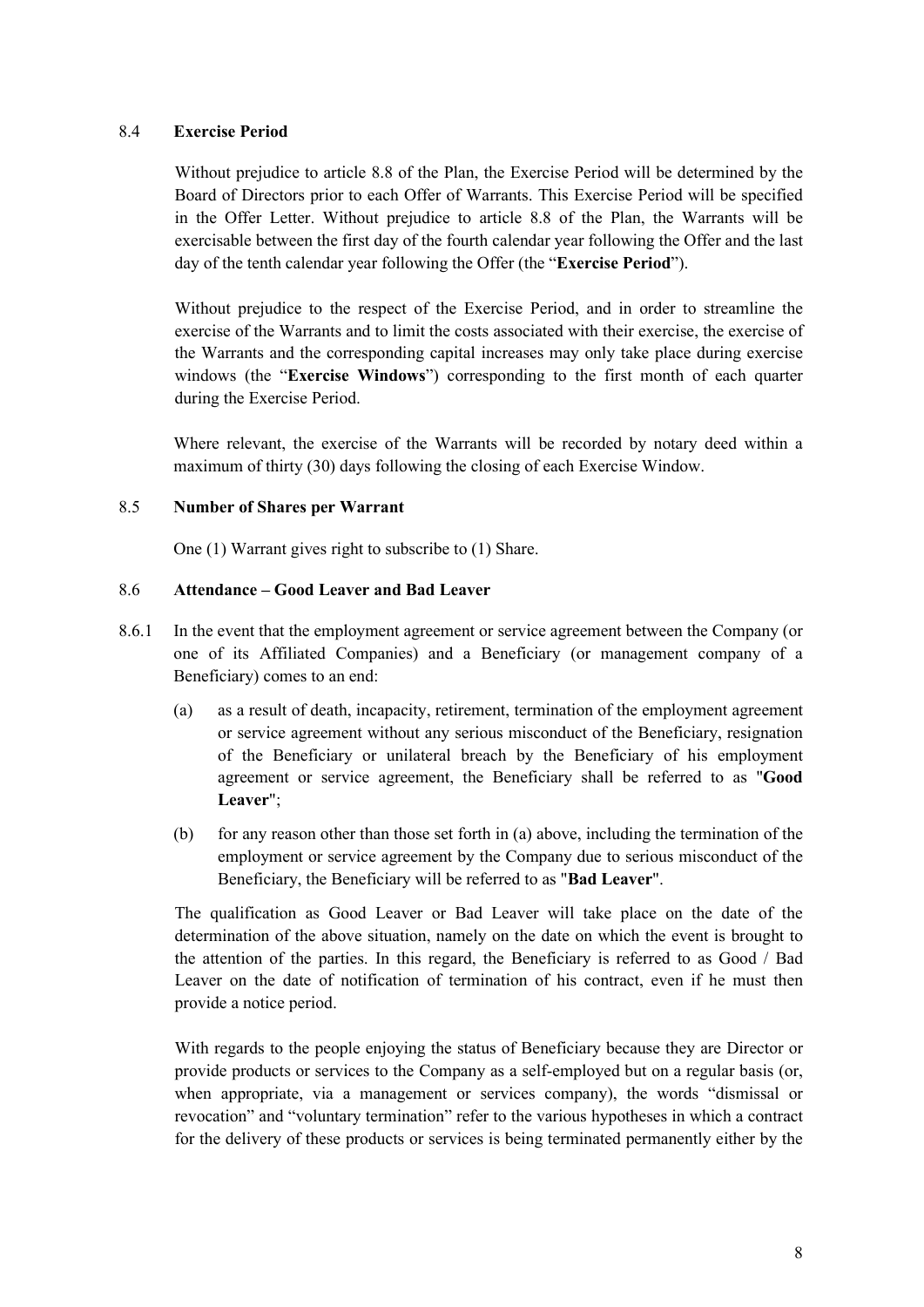### 8.4 **Exercise Period**

Without prejudice to article 8.8 of the Plan, the Exercise Period will be determined by the Board of Directors prior to each Offer of Warrants. This Exercise Period will be specified in the Offer Letter. Without prejudice to article 8.8 of the Plan, the Warrants will be exercisable between the first day of the fourth calendar year following the Offer and the last day of the tenth calendar year following the Offer (the "**Exercise Period**").

Without prejudice to the respect of the Exercise Period, and in order to streamline the exercise of the Warrants and to limit the costs associated with their exercise, the exercise of the Warrants and the corresponding capital increases may only take place during exercise windows (the "**Exercise Windows**") corresponding to the first month of each quarter during the Exercise Period.

Where relevant, the exercise of the Warrants will be recorded by notary deed within a maximum of thirty (30) days following the closing of each Exercise Window.

### 8.5 **Number of Shares per Warrant**

One (1) Warrant gives right to subscribe to (1) Share.

### 8.6 **Attendance – Good Leaver and Bad Leaver**

8.6.1 In the event that the employment agreement or service agreement between the Company (or one of its Affiliated Companies) and a Beneficiary (or management company of a Beneficiary) comes to an end:

(a) as a result of death, incapacity, retirement, termination of the employment agreement or service agreement without any serious misconduct of the Beneficiary, resignation of the Beneficiary or unilateral breach by the Beneficiary of his employment agreement or service agreement, the Beneficiary shall be referred to as "**Good Leaver**";

(b) for any reason other than those set forth in (a) above, including the termination of the employment or service agreement by the Company due to serious misconduct of the Beneficiary, the Beneficiary will be referred to as "**Bad Leaver**".

The qualification as Good Leaver or Bad Leaver will take place on the date of the determination of the above situation, namely on the date on which the event is brought to the attention of the parties. In this regard, the Beneficiary is referred to as Good / Bad Leaver on the date of notification of termination of his contract, even if he must then provide a notice period.

With regards to the people enjoying the status of Beneficiary because they are Director or provide products or services to the Company as a self-employed but on a regular basis (or, when appropriate, via a management or services company), the words "dismissal or revocation" and "voluntary termination" refer to the various hypotheses in which a contract for the delivery of these products or services is being terminated permanently either by the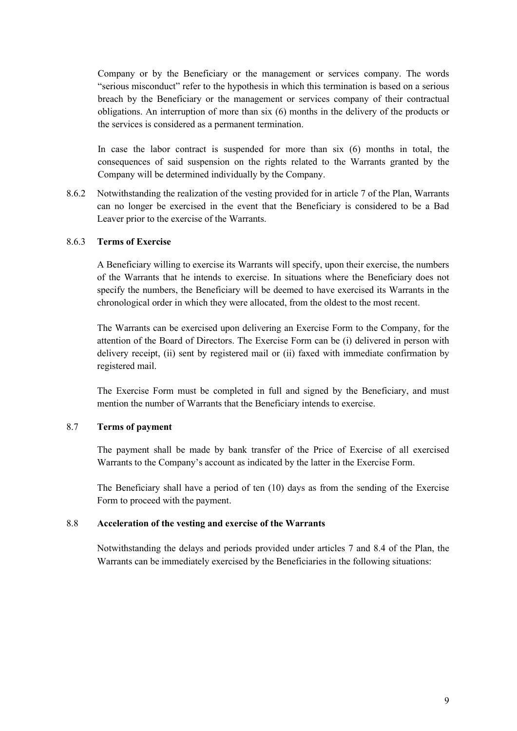Company or by the Beneficiary or the management or services company. The words "serious misconduct" refer to the hypothesis in which this termination is based on a serious breach by the Beneficiary or the management or services company of their contractual obligations. An interruption of more than six (6) months in the delivery of the products or the services is considered as a permanent termination.

In case the labor contract is suspended for more than six (6) months in total, the consequences of said suspension on the rights related to the Warrants granted by the Company will be determined individually by the Company.

8.6.2 Notwithstanding the realization of the vesting provided for in article 7 of the Plan, Warrants can no longer be exercised in the event that the Beneficiary is considered to be a Bad Leaver prior to the exercise of the Warrants.

8.6.3 **Terms of Exercise**

A Beneficiary willing to exercise its Warrants will specify, upon their exercise, the numbers of the Warrants that he intends to exercise. In situations where the Beneficiary does not specify the numbers, the Beneficiary will be deemed to have exercised its Warrants in the chronological order in which they were allocated, from the oldest to the most recent.

The Warrants can be exercised upon delivering an Exercise Form to the Company, for the attention of the Board of Directors. The Exercise Form can be (i) delivered in person with delivery receipt, (ii) sent by registered mail or (ii) faxed with immediate confirmation by registered mail.

The Exercise Form must be completed in full and signed by the Beneficiary, and must mention the number of Warrants that the Beneficiary intends to exercise.

8.7 **Terms of payment**

The payment shall be made by bank transfer of the Price of Exercise of all exercised Warrants to the Company's account as indicated by the latter in the Exercise Form.

The Beneficiary shall have a period of ten (10) days as from the sending of the Exercise Form to proceed with the payment.

8.8 **Acceleration of the vesting and exercise of the Warrants**

Notwithstanding the delays and periods provided under articles 7 and 8.4 of the Plan, the Warrants can be immediately exercised by the Beneficiaries in the following situations: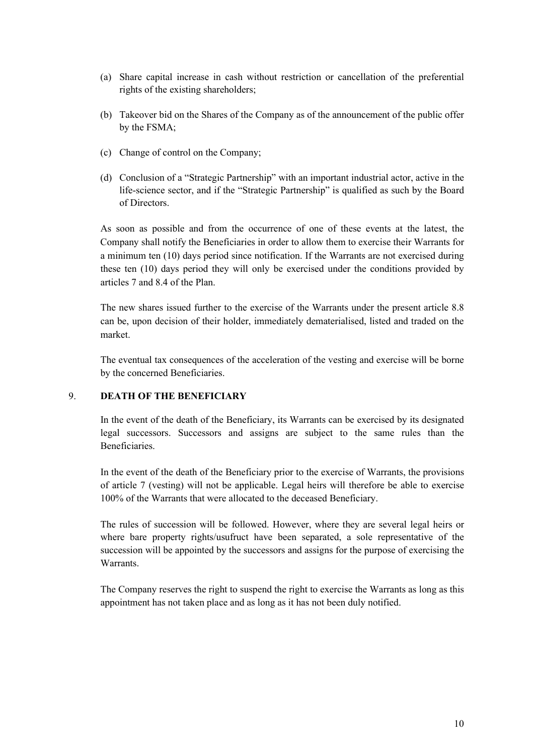(a) Share capital increase in cash without restriction or cancellation of the preferential rights of the existing shareholders;

(b) Takeover bid on the Shares of the Company as of the announcement of the public offer by the FSMA;

(c) Change of control on the Company;

(d) Conclusion of a "Strategic Partnership" with an important industrial actor, active in the life-science sector, and if the "Strategic Partnership" is qualified as such by the Board of Directors.

As soon as possible and from the occurrence of one of these events at the latest, the Company shall notify the Beneficiaries in order to allow them to exercise their Warrants for a minimum ten (10) days period since notification. If the Warrants are not exercised during these ten (10) days period they will only be exercised under the conditions provided by articles 7 and 8.4 of the Plan.

The new shares issued further to the exercise of the Warrants under the present article 8.8 can be, upon decision of their holder, immediately dematerialised, listed and traded on the market.

The eventual tax consequences of the acceleration of the vesting and exercise will be borne by the concerned Beneficiaries.

## 9. DEATH OF THE BENEFICIARY

In the event of the death of the Beneficiary, its Warrants can be exercised by its designated legal successors. Successors and assigns are subject to the same rules than the Beneficiaries.

In the event of the death of the Beneficiary prior to the exercise of Warrants, the provisions of article 7 (vesting) will not be applicable. Legal heirs will therefore be able to exercise 100% of the Warrants that were allocated to the deceased Beneficiary.

The rules of succession will be followed. However, where they are several legal heirs or where bare property rights/usufruct have been separated, a sole representative of the succession will be appointed by the successors and assigns for the purpose of exercising the Warrants.

The Company reserves the right to suspend the right to exercise the Warrants as long as this appointment has not taken place and as long as it has not been duly notified.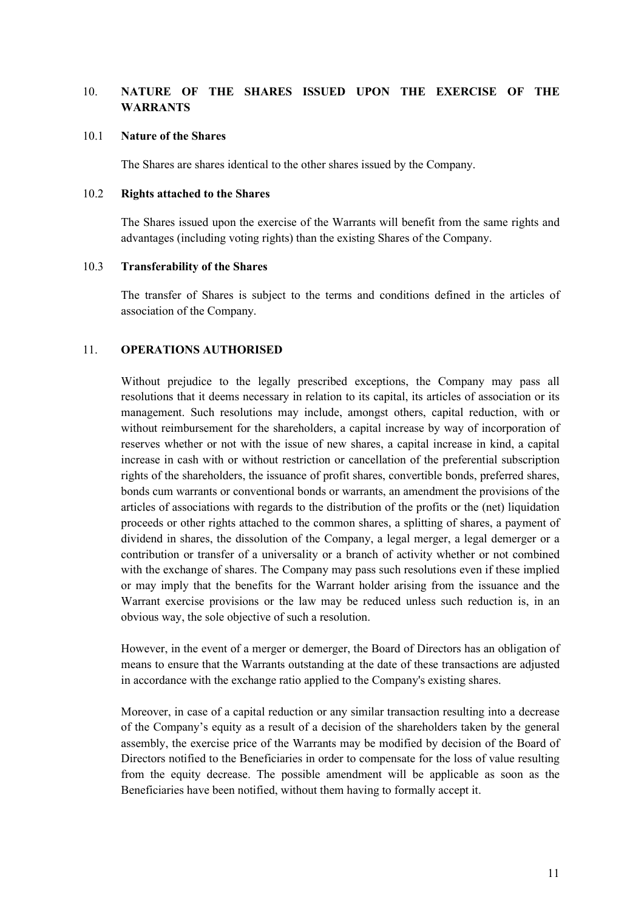## 10. NATURE OF THE SHARES ISSUED UPON THE EXERCISE OF THE WARRANTS

### 10.1 Nature of the Shares

The Shares are shares identical to the other shares issued by the Company.

### 10.2 Rights attached to the Shares

The Shares issued upon the exercise of the Warrants will benefit from the same rights and advantages (including voting rights) than the existing Shares of the Company.

### 10.3 Transferability of the Shares

The transfer of Shares is subject to the terms and conditions defined in the articles of association of the Company.

## 11. OPERATIONS AUTHORISED

Without prejudice to the legally prescribed exceptions, the Company may pass all resolutions that it deems necessary in relation to its capital, its articles of association or its management. Such resolutions may include, amongst others, capital reduction, with or without reimbursement for the shareholders, a capital increase by way of incorporation of reserves whether or not with the issue of new shares, a capital increase in kind, a capital increase in cash with or without restriction or cancellation of the preferential subscription rights of the shareholders, the issuance of profit shares, convertible bonds, preferred shares, bonds cum warrants or conventional bonds or warrants, an amendment the provisions of the articles of associations with regards to the distribution of the profits or the (net) liquidation proceeds or other rights attached to the common shares, a splitting of shares, a payment of dividend in shares, the dissolution of the Company, a legal merger, a legal demerger or a contribution or transfer of a universality or a branch of activity whether or not combined with the exchange of shares. The Company may pass such resolutions even if these implied or may imply that the benefits for the Warrant holder arising from the issuance and the Warrant exercise provisions or the law may be reduced unless such reduction is, in an obvious way, the sole objective of such a resolution.

However, in the event of a merger or demerger, the Board of Directors has an obligation of means to ensure that the Warrants outstanding at the date of these transactions are adjusted in accordance with the exchange ratio applied to the Company's existing shares.

Moreover, in case of a capital reduction or any similar transaction resulting into a decrease of the Company's equity as a result of a decision of the shareholders taken by the general assembly, the exercise price of the Warrants may be modified by decision of the Board of Directors notified to the Beneficiaries in order to compensate for the loss of value resulting from the equity decrease. The possible amendment will be applicable as soon as the Beneficiaries have been notified, without them having to formally accept it.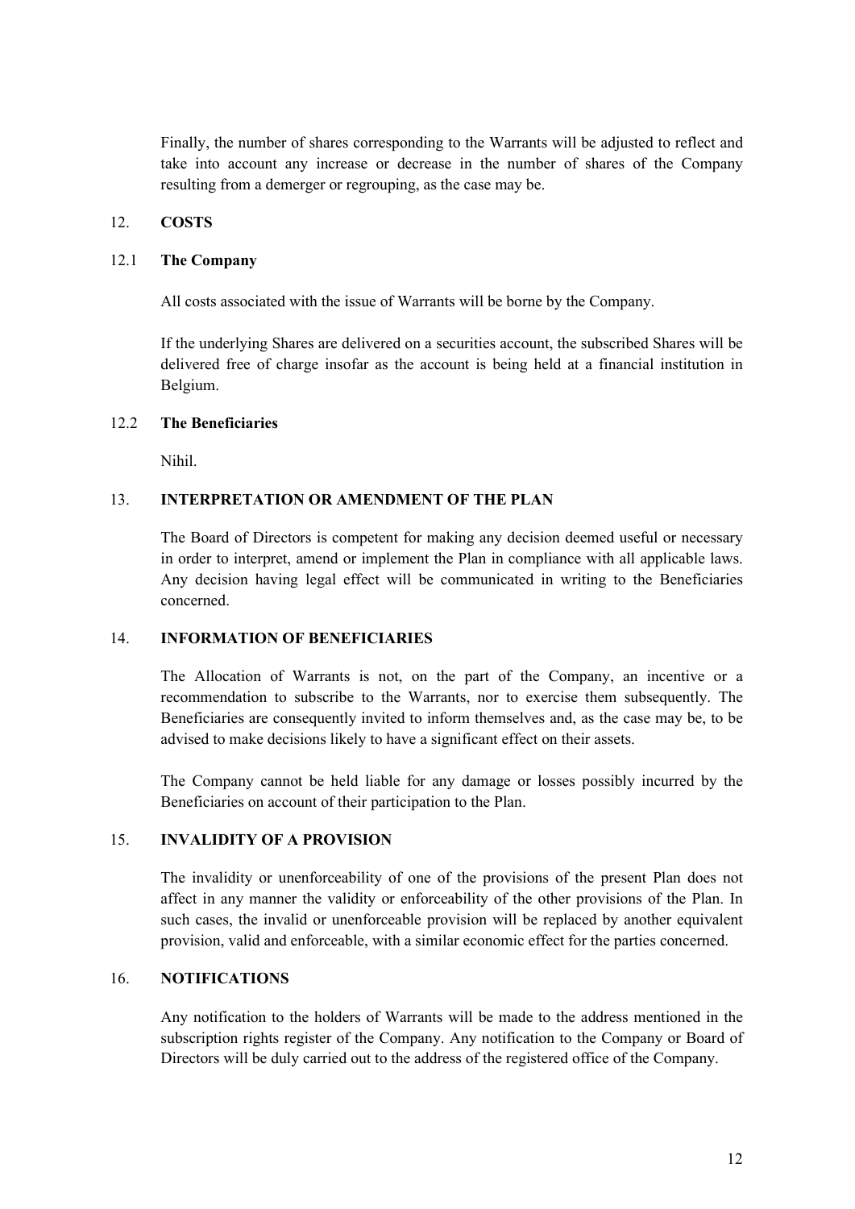Finally, the number of shares corresponding to the Warrants will be adjusted to reflect and take into account any increase or decrease in the number of shares of the Company resulting from a demerger or regrouping, as the case may be.

## 12. COSTS

### 12.1 The Company

All costs associated with the issue of Warrants will be borne by the Company.

If the underlying Shares are delivered on a securities account, the subscribed Shares will be delivered free of charge insofar as the account is being held at a financial institution in Belgium.

### 12.2 The Beneficiaries

Nihil.

## 13. INTERPRETATION OR AMENDMENT OF THE PLAN

The Board of Directors is competent for making any decision deemed useful or necessary in order to interpret, amend or implement the Plan in compliance with all applicable laws. Any decision having legal effect will be communicated in writing to the Beneficiaries concerned.

## 14. INFORMATION OF BENEFICIARIES

The Allocation of Warrants is not, on the part of the Company, an incentive or a recommendation to subscribe to the Warrants, nor to exercise them subsequently. The Beneficiaries are consequently invited to inform themselves and, as the case may be, to be advised to make decisions likely to have a significant effect on their assets.

The Company cannot be held liable for any damage or losses possibly incurred by the Beneficiaries on account of their participation to the Plan.

## 15. INVALIDITY OF A PROVISION

The invalidity or unenforceability of one of the provisions of the present Plan does not affect in any manner the validity or enforceability of the other provisions of the Plan. In such cases, the invalid or unenforceable provision will be replaced by another equivalent provision, valid and enforceable, with a similar economic effect for the parties concerned.

## 16. NOTIFICATIONS

Any notification to the holders of Warrants will be made to the address mentioned in the subscription rights register of the Company. Any notification to the Company or Board of Directors will be duly carried out to the address of the registered office of the Company.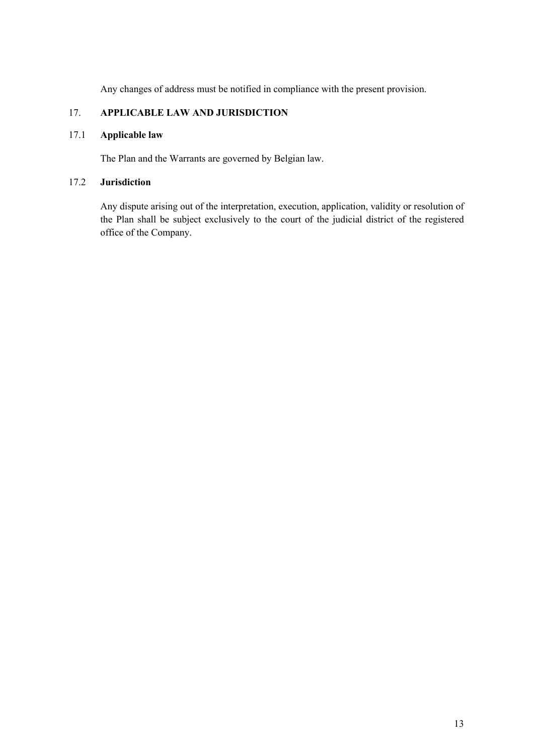Any changes of address must be notified in compliance with the present provision.

## 17. APPLICABLE LAW AND JURISDICTION

### 17.1 Applicable law

The Plan and the Warrants are governed by Belgian law.

### 17.2 Jurisdiction

Any dispute arising out of the interpretation, execution, application, validity or resolution of the Plan shall be subject exclusively to the court of the judicial district of the registered office of the Company.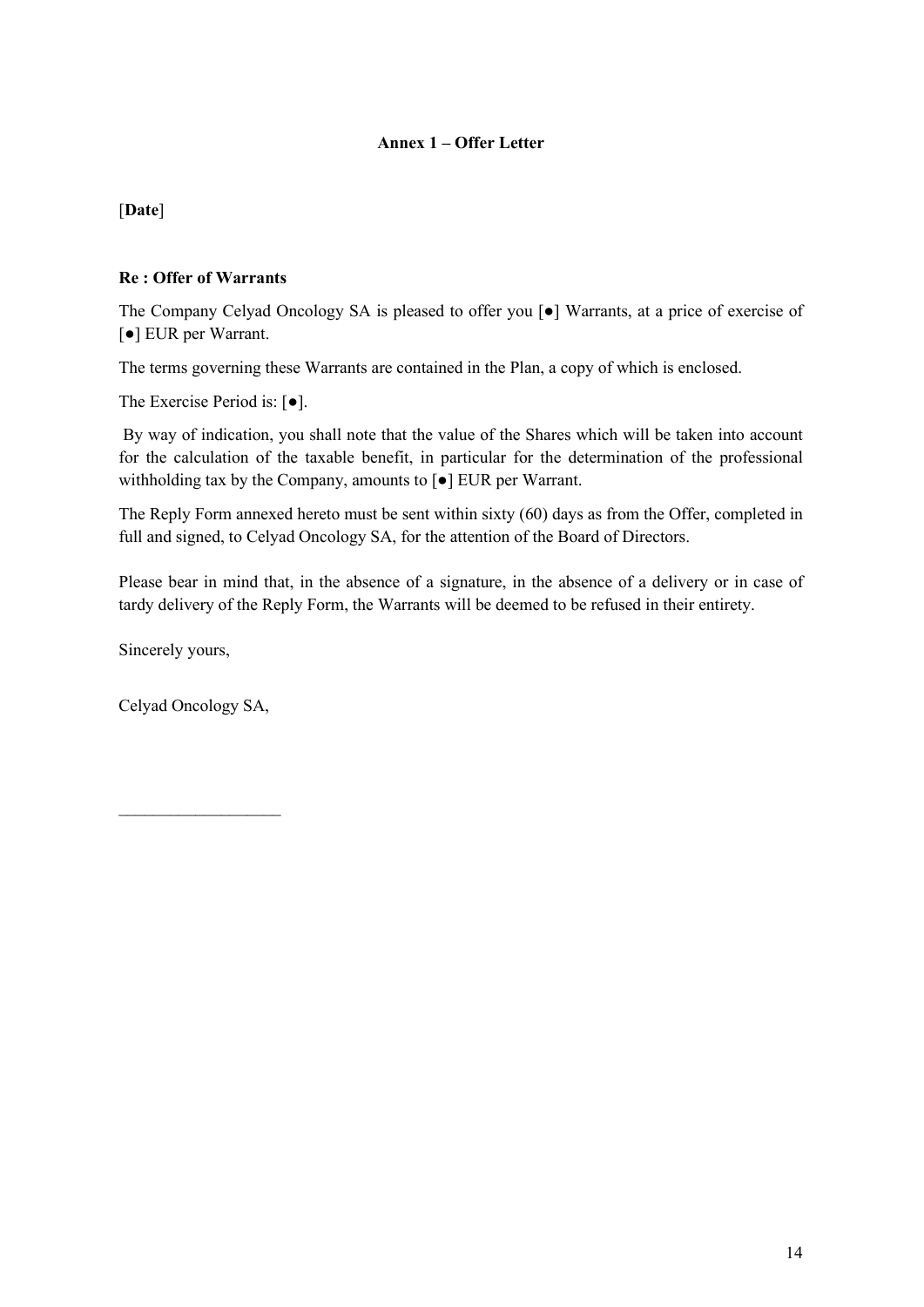**Annex 1 – Offer Letter**

[**Date**]

**Re : Offer of Warrants**

The Company Celyad Oncology SA is pleased to offer you [●] Warrants, at a price of exercise of [●] EUR per Warrant.

The terms governing these Warrants are contained in the Plan, a copy of which is enclosed.

The Exercise Period is: [●].

By way of indication, you shall note that the value of the Shares which will be taken into account for the calculation of the taxable benefit, in particular for the determination of the professional withholding tax by the Company, amounts to [●] EUR per Warrant.

The Reply Form annexed hereto must be sent within sixty (60) days as from the Offer, completed in full and signed, to Celyad Oncology SA, for the attention of the Board of Directors.

Please bear in mind that, in the absence of a signature, in the absence of a delivery or in case of tardy delivery of the Reply Form, the Warrants will be deemed to be refused in their entirety.

Sincerely yours,

Celyad Oncology SA,

\_\_\_\_\_\_\_\_\_\_\_\_\_\_\_\_\_\_\_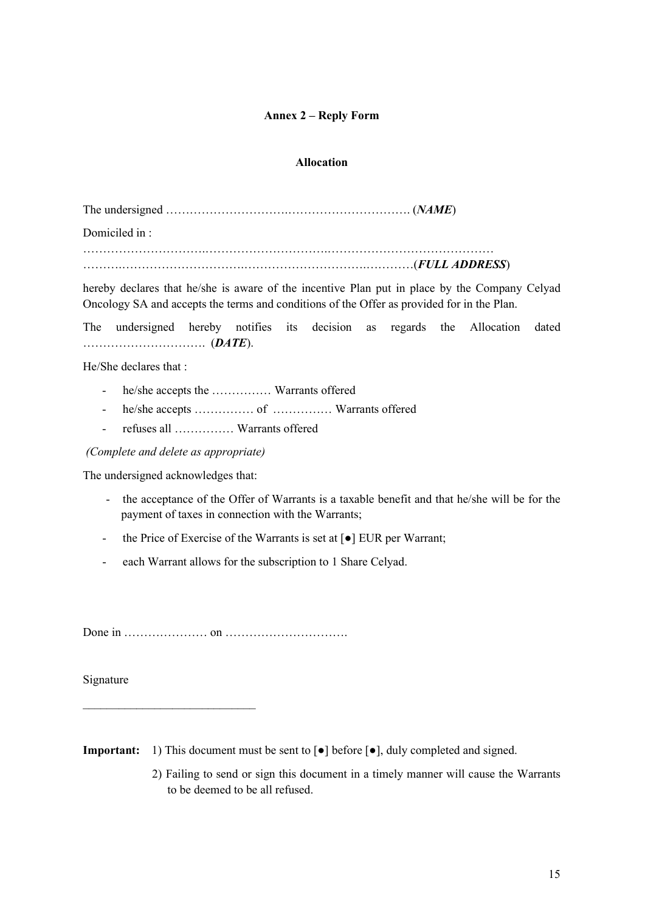**Annex 2 – Reply Form**

**Allocation**

The undersigned ……………………….…………………………. (***NAME***)

Domiciled in :

………………………..………………………..……………………………………
……….……………………….……………………….…….………(***FULL ADDRESS***)

hereby declares that he/she is aware of the incentive Plan put in place by the Company Celyad Oncology SA and accepts the terms and conditions of the Offer as provided for in the Plan.

The undersigned hereby notifies its decision as regards the Allocation dated …………………………. (***DATE***).

He/She declares that :

- he/she accepts the …………… Warrants offered
- he/she accepts …………… of ………….. Warrants offered
- refuses all …………… Warrants offered

*(Complete and delete as appropriate)*

The undersigned acknowledges that:

- the acceptance of the Offer of Warrants is a taxable benefit and that he/she will be for the payment of taxes in connection with the Warrants;
- the Price of Exercise of the Warrants is set at [●] EUR per Warrant;
- each Warrant allows for the subscription to 1 Share Celyad.

Done in ………………… on ………………………….

Signature

____________________________

**Important:** 1) This document must be sent to [●] before [●], duly completed and signed.

2) Failing to send or sign this document in a timely manner will cause the Warrants to be deemed to be all refused.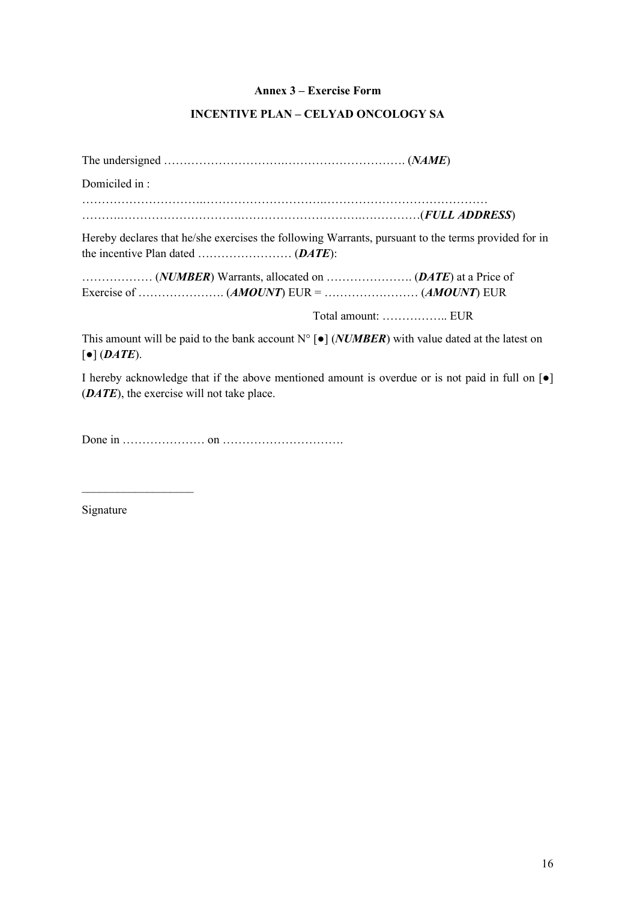**Annex 3 – Exercise Form**

**INCENTIVE PLAN – CELYAD ONCOLOGY SA**

The undersigned ……………………….…………………………. (***NAME***)

Domiciled in :

………………………..………………………..……………………………………

……….……………………….……………………….……………(***FULL ADDRESS***)

Hereby declares that he/she exercises the following Warrants, pursuant to the terms provided for in the incentive Plan dated …………………… (***DATE***):

……………… (***NUMBER***) Warrants, allocated on …………………. (***DATE***) at a Price of Exercise of …………………. (***AMOUNT***) EUR = …………………… (***AMOUNT***) EUR

Total amount: …………….. EUR

This amount will be paid to the bank account N° [●] (***NUMBER***) with value dated at the latest on [●] (***DATE***).

I hereby acknowledge that if the above mentioned amount is overdue or is not paid in full on [●] (***DATE***), the exercise will not take place.

Done in ………………… on ………………………….

\_\_\_\_\_\_\_\_\_\_\_\_\_\_\_\_\_\_

Signature